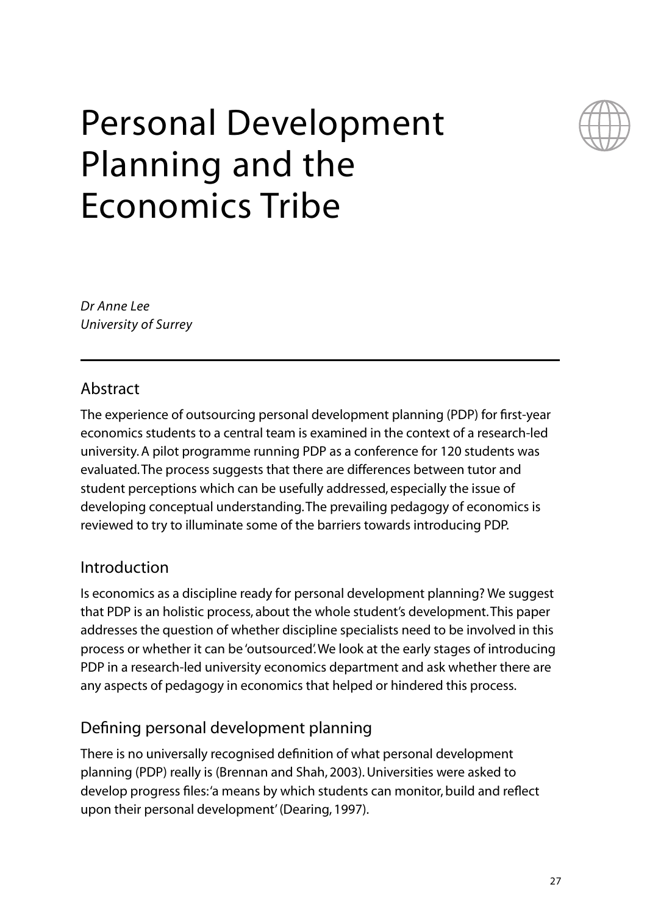# Personal Development Planning and the Economics Tribe

*Dr Anne Lee*
*University of Surrey*

## Abstract

The experience of outsourcing personal development planning (PDP) for first-year economics students to a central team is examined in the context of a research-led university. A pilot programme running PDP as a conference for 120 students was evaluated. The process suggests that there are differences between tutor and student perceptions which can be usefully addressed, especially the issue of developing conceptual understanding. The prevailing pedagogy of economics is reviewed to try to illuminate some of the barriers towards introducing PDP.

## Introduction

Is economics as a discipline ready for personal development planning? We suggest that PDP is an holistic process, about the whole student's development. This paper addresses the question of whether discipline specialists need to be involved in this process or whether it can be 'outsourced'. We look at the early stages of introducing PDP in a research-led university economics department and ask whether there are any aspects of pedagogy in economics that helped or hindered this process.

## Defining personal development planning

There is no universally recognised definition of what personal development planning (PDP) really is (Brennan and Shah, 2003). Universities were asked to develop progress files: 'a means by which students can monitor, build and reflect upon their personal development' (Dearing, 1997).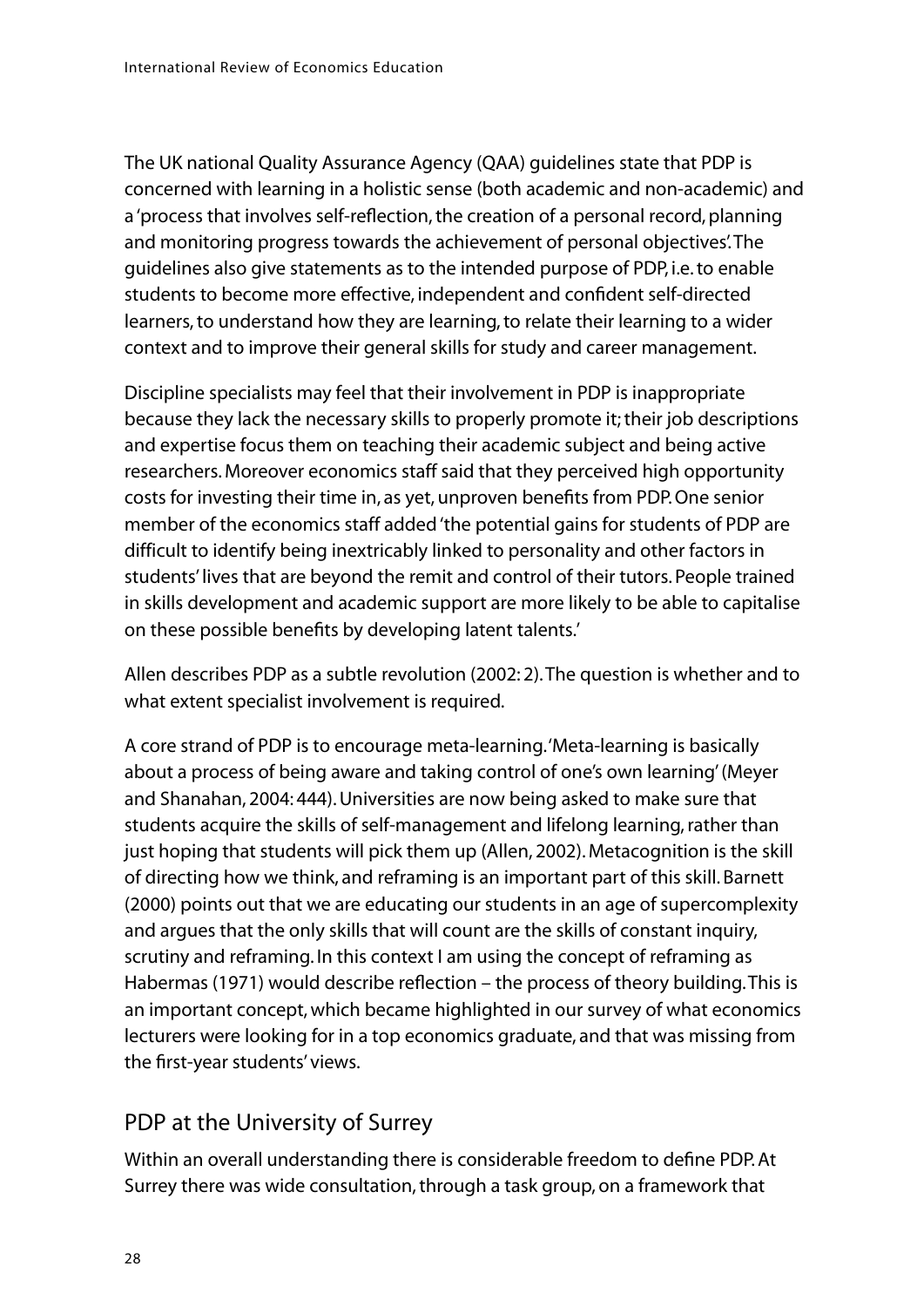The UK national Quality Assurance Agency (QAA) guidelines state that PDP is concerned with learning in a holistic sense (both academic and non-academic) and a 'process that involves self-reflection, the creation of a personal record, planning and monitoring progress towards the achievement of personal objectives'. The guidelines also give statements as to the intended purpose of PDP, i.e. to enable students to become more effective, independent and confident self-directed learners, to understand how they are learning, to relate their learning to a wider context and to improve their general skills for study and career management.

Discipline specialists may feel that their involvement in PDP is inappropriate because they lack the necessary skills to properly promote it; their job descriptions and expertise focus them on teaching their academic subject and being active researchers. Moreover economics staff said that they perceived high opportunity costs for investing their time in, as yet, unproven benefits from PDP. One senior member of the economics staff added 'the potential gains for students of PDP are difficult to identify being inextricably linked to personality and other factors in students' lives that are beyond the remit and control of their tutors. People trained in skills development and academic support are more likely to be able to capitalise on these possible benefits by developing latent talents.'

Allen describes PDP as a subtle revolution (2002: 2). The question is whether and to what extent specialist involvement is required.

A core strand of PDP is to encourage meta-learning. 'Meta-learning is basically about a process of being aware and taking control of one's own learning' (Meyer and Shanahan, 2004: 444). Universities are now being asked to make sure that students acquire the skills of self-management and lifelong learning, rather than just hoping that students will pick them up (Allen, 2002). Metacognition is the skill of directing how we think, and reframing is an important part of this skill. Barnett (2000) points out that we are educating our students in an age of supercomplexity and argues that the only skills that will count are the skills of constant inquiry, scrutiny and reframing. In this context I am using the concept of reframing as Habermas (1971) would describe reflection – the process of theory building. This is an important concept, which became highlighted in our survey of what economics lecturers were looking for in a top economics graduate, and that was missing from the first-year students' views.

## PDP at the University of Surrey

Within an overall understanding there is considerable freedom to define PDP. At Surrey there was wide consultation, through a task group, on a framework that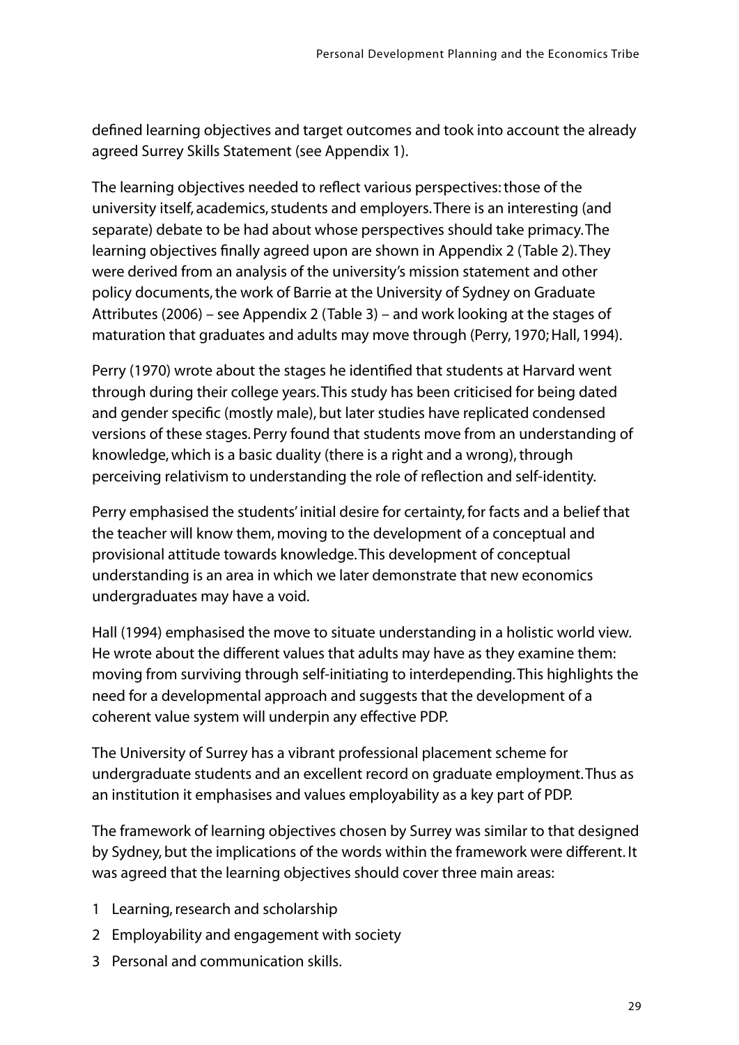defined learning objectives and target outcomes and took into account the already agreed Surrey Skills Statement (see Appendix 1).

The learning objectives needed to reflect various perspectives: those of the university itself, academics, students and employers. There is an interesting (and separate) debate to be had about whose perspectives should take primacy. The learning objectives finally agreed upon are shown in Appendix 2 (Table 2). They were derived from an analysis of the university's mission statement and other policy documents, the work of Barrie at the University of Sydney on Graduate Attributes (2006) – see Appendix 2 (Table 3) – and work looking at the stages of maturation that graduates and adults may move through (Perry, 1970; Hall, 1994).

Perry (1970) wrote about the stages he identified that students at Harvard went through during their college years. This study has been criticised for being dated and gender specific (mostly male), but later studies have replicated condensed versions of these stages. Perry found that students move from an understanding of knowledge, which is a basic duality (there is a right and a wrong), through perceiving relativism to understanding the role of reflection and self-identity.

Perry emphasised the students' initial desire for certainty, for facts and a belief that the teacher will know them, moving to the development of a conceptual and provisional attitude towards knowledge. This development of conceptual understanding is an area in which we later demonstrate that new economics undergraduates may have a void.

Hall (1994) emphasised the move to situate understanding in a holistic world view. He wrote about the different values that adults may have as they examine them: moving from surviving through self-initiating to interdepending. This highlights the need for a developmental approach and suggests that the development of a coherent value system will underpin any effective PDP.

The University of Surrey has a vibrant professional placement scheme for undergraduate students and an excellent record on graduate employment. Thus as an institution it emphasises and values employability as a key part of PDP.

The framework of learning objectives chosen by Surrey was similar to that designed by Sydney, but the implications of the words within the framework were different. It was agreed that the learning objectives should cover three main areas:

1. Learning, research and scholarship
2. Employability and engagement with society
3. Personal and communication skills.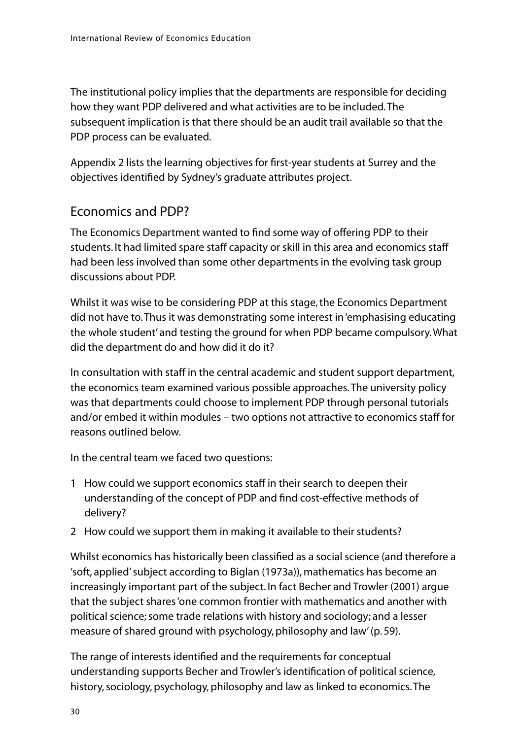The institutional policy implies that the departments are responsible for deciding how they want PDP delivered and what activities are to be included. The subsequent implication is that there should be an audit trail available so that the PDP process can be evaluated.

Appendix 2 lists the learning objectives for first-year students at Surrey and the objectives identified by Sydney's graduate attributes project.

## Economics and PDP?

The Economics Department wanted to find some way of offering PDP to their students. It had limited spare staff capacity or skill in this area and economics staff had been less involved than some other departments in the evolving task group discussions about PDP.

Whilst it was wise to be considering PDP at this stage, the Economics Department did not have to. Thus it was demonstrating some interest in 'emphasising educating the whole student' and testing the ground for when PDP became compulsory. What did the department do and how did it do it?

In consultation with staff in the central academic and student support department, the economics team examined various possible approaches. The university policy was that departments could choose to implement PDP through personal tutorials and/or embed it within modules – two options not attractive to economics staff for reasons outlined below.

In the central team we faced two questions:

1. How could we support economics staff in their search to deepen their understanding of the concept of PDP and find cost-effective methods of delivery?
2. How could we support them in making it available to their students?

Whilst economics has historically been classified as a social science (and therefore a 'soft, applied' subject according to Biglan (1973a)), mathematics has become an increasingly important part of the subject. In fact Becher and Trowler (2001) argue that the subject shares 'one common frontier with mathematics and another with political science; some trade relations with history and sociology; and a lesser measure of shared ground with psychology, philosophy and law' (p. 59).

The range of interests identified and the requirements for conceptual understanding supports Becher and Trowler's identification of political science, history, sociology, psychology, philosophy and law as linked to economics. The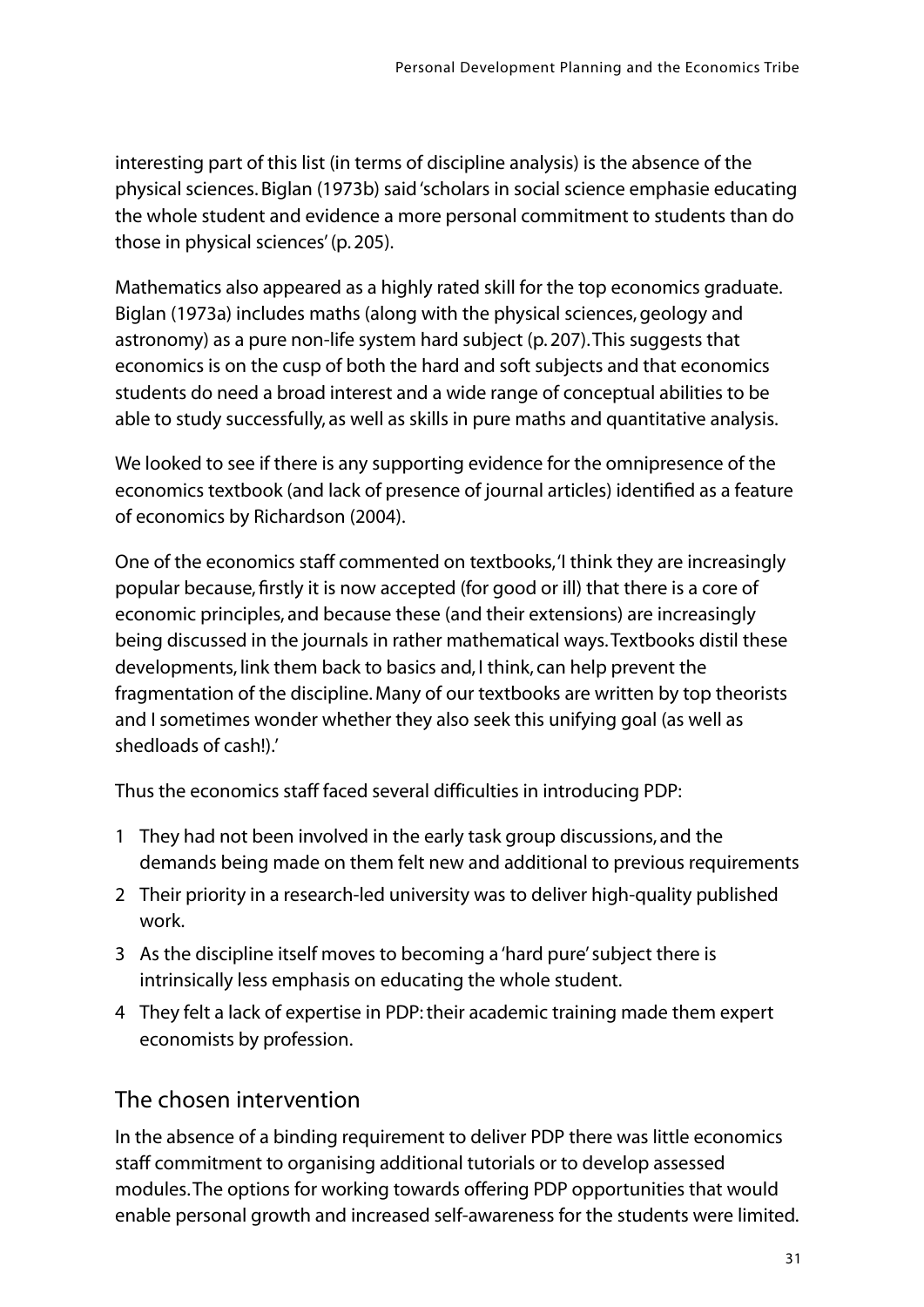interesting part of this list (in terms of discipline analysis) is the absence of the physical sciences. Biglan (1973b) said 'scholars in social science emphasie educating the whole student and evidence a more personal commitment to students than do those in physical sciences' (p. 205).

Mathematics also appeared as a highly rated skill for the top economics graduate. Biglan (1973a) includes maths (along with the physical sciences, geology and astronomy) as a pure non-life system hard subject (p. 207). This suggests that economics is on the cusp of both the hard and soft subjects and that economics students do need a broad interest and a wide range of conceptual abilities to be able to study successfully, as well as skills in pure maths and quantitative analysis.

We looked to see if there is any supporting evidence for the omnipresence of the economics textbook (and lack of presence of journal articles) identified as a feature of economics by Richardson (2004).

One of the economics staff commented on textbooks, 'I think they are increasingly popular because, firstly it is now accepted (for good or ill) that there is a core of economic principles, and because these (and their extensions) are increasingly being discussed in the journals in rather mathematical ways. Textbooks distil these developments, link them back to basics and, I think, can help prevent the fragmentation of the discipline. Many of our textbooks are written by top theorists and I sometimes wonder whether they also seek this unifying goal (as well as shedloads of cash!).'

Thus the economics staff faced several difficulties in introducing PDP:

1. They had not been involved in the early task group discussions, and the demands being made on them felt new and additional to previous requirements
2. Their priority in a research-led university was to deliver high-quality published work.
3. As the discipline itself moves to becoming a 'hard pure' subject there is intrinsically less emphasis on educating the whole student.
4. They felt a lack of expertise in PDP: their academic training made them expert economists by profession.

## The chosen intervention

In the absence of a binding requirement to deliver PDP there was little economics staff commitment to organising additional tutorials or to develop assessed modules. The options for working towards offering PDP opportunities that would enable personal growth and increased self-awareness for the students were limited.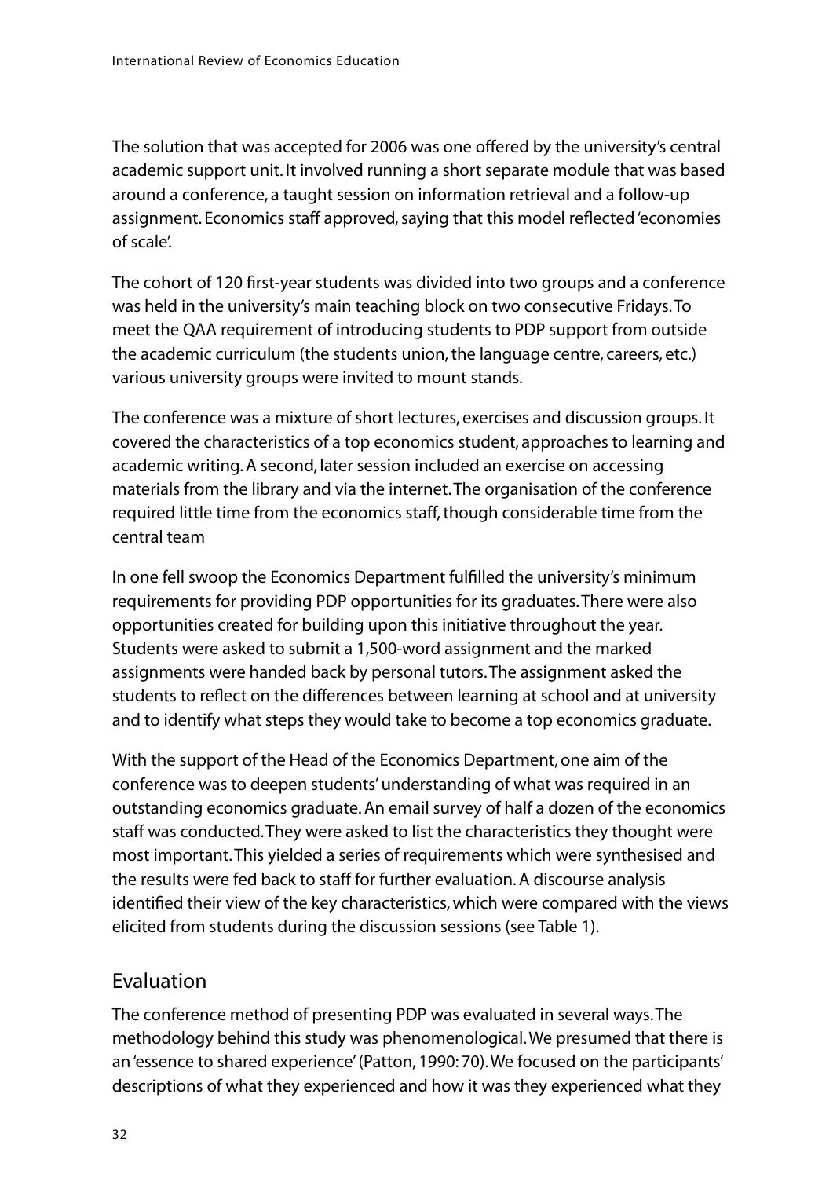The solution that was accepted for 2006 was one offered by the university's central academic support unit. It involved running a short separate module that was based around a conference, a taught session on information retrieval and a follow-up assignment. Economics staff approved, saying that this model reflected 'economies of scale'.

The cohort of 120 first-year students was divided into two groups and a conference was held in the university's main teaching block on two consecutive Fridays. To meet the QAA requirement of introducing students to PDP support from outside the academic curriculum (the students union, the language centre, careers, etc.) various university groups were invited to mount stands.

The conference was a mixture of short lectures, exercises and discussion groups. It covered the characteristics of a top economics student, approaches to learning and academic writing. A second, later session included an exercise on accessing materials from the library and via the internet. The organisation of the conference required little time from the economics staff, though considerable time from the central team

In one fell swoop the Economics Department fulfilled the university's minimum requirements for providing PDP opportunities for its graduates. There were also opportunities created for building upon this initiative throughout the year. Students were asked to submit a 1,500-word assignment and the marked assignments were handed back by personal tutors. The assignment asked the students to reflect on the differences between learning at school and at university and to identify what steps they would take to become a top economics graduate.

With the support of the Head of the Economics Department, one aim of the conference was to deepen students' understanding of what was required in an outstanding economics graduate. An email survey of half a dozen of the economics staff was conducted. They were asked to list the characteristics they thought were most important. This yielded a series of requirements which were synthesised and the results were fed back to staff for further evaluation. A discourse analysis identified their view of the key characteristics, which were compared with the views elicited from students during the discussion sessions (see Table 1).

## Evaluation

The conference method of presenting PDP was evaluated in several ways. The methodology behind this study was phenomenological. We presumed that there is an 'essence to shared experience' (Patton, 1990: 70). We focused on the participants' descriptions of what they experienced and how it was they experienced what they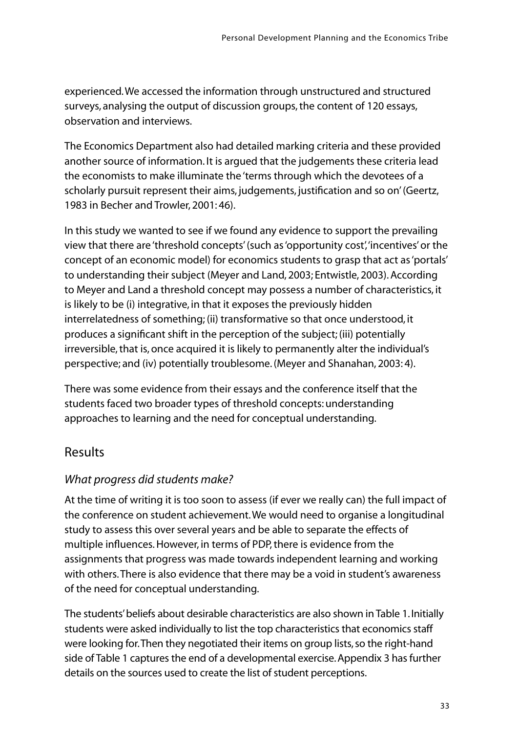experienced. We accessed the information through unstructured and structured surveys, analysing the output of discussion groups, the content of 120 essays, observation and interviews.

The Economics Department also had detailed marking criteria and these provided another source of information. It is argued that the judgements these criteria lead the economists to make illuminate the 'terms through which the devotees of a scholarly pursuit represent their aims, judgements, justification and so on' (Geertz, 1983 in Becher and Trowler, 2001: 46).

In this study we wanted to see if we found any evidence to support the prevailing view that there are 'threshold concepts' (such as 'opportunity cost', 'incentives' or the concept of an economic model) for economics students to grasp that act as 'portals' to understanding their subject (Meyer and Land, 2003; Entwistle, 2003). According to Meyer and Land a threshold concept may possess a number of characteristics, it is likely to be (i) integrative, in that it exposes the previously hidden interrelatedness of something; (ii) transformative so that once understood, it produces a significant shift in the perception of the subject; (iii) potentially irreversible, that is, once acquired it is likely to permanently alter the individual's perspective; and (iv) potentially troublesome. (Meyer and Shanahan, 2003: 4).

There was some evidence from their essays and the conference itself that the students faced two broader types of threshold concepts: understanding approaches to learning and the need for conceptual understanding.

## Results

### *What progress did students make?*

At the time of writing it is too soon to assess (if ever we really can) the full impact of the conference on student achievement. We would need to organise a longitudinal study to assess this over several years and be able to separate the effects of multiple influences. However, in terms of PDP, there is evidence from the assignments that progress was made towards independent learning and working with others. There is also evidence that there may be a void in student's awareness of the need for conceptual understanding.

The students' beliefs about desirable characteristics are also shown in Table 1. Initially students were asked individually to list the top characteristics that economics staff were looking for. Then they negotiated their items on group lists, so the right-hand side of Table 1 captures the end of a developmental exercise. Appendix 3 has further details on the sources used to create the list of student perceptions.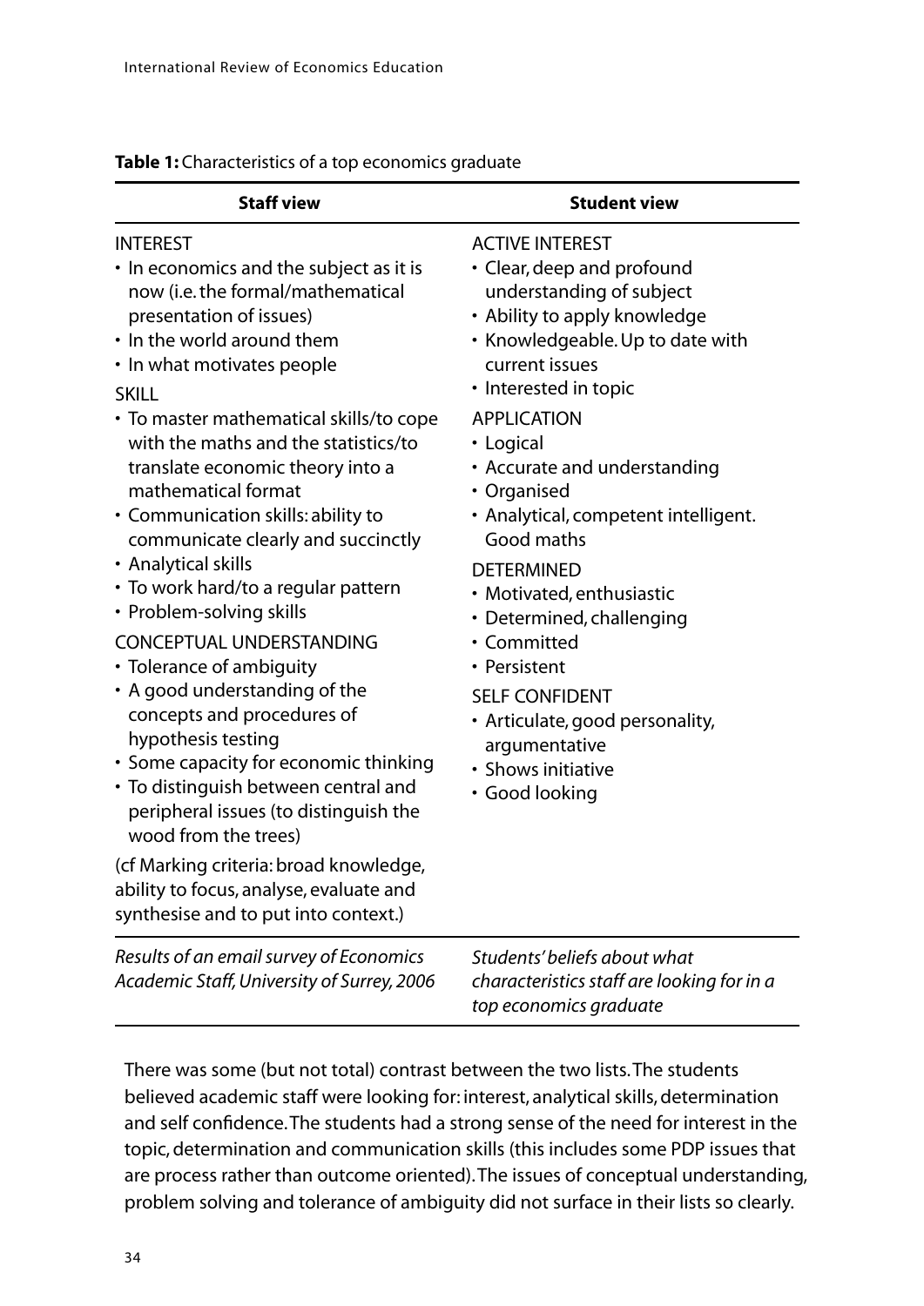**Table 1:** Characteristics of a top economics graduate

| Staff view | Student view |
|---|---|
| INTEREST<br>• In economics and the subject as it is now (i.e. the formal/mathematical presentation of issues)<br>• In the world around them<br>• In what motivates people<br>SKILL<br>• To master mathematical skills/to cope with the maths and the statistics/to translate economic theory into a mathematical format<br>• Communication skills: ability to communicate clearly and succinctly<br>• Analytical skills<br>• To work hard/to a regular pattern<br>• Problem-solving skills<br>CONCEPTUAL UNDERSTANDING<br>• Tolerance of ambiguity<br>• A good understanding of the concepts and procedures of hypothesis testing<br>• Some capacity for economic thinking<br>• To distinguish between central and peripheral issues (to distinguish the wood from the trees)<br>(cf Marking criteria: broad knowledge, ability to focus, analyse, evaluate and synthesise and to put into context.) | ACTIVE INTEREST<br>• Clear, deep and profound understanding of subject<br>• Ability to apply knowledge<br>• Knowledgeable. Up to date with current issues<br>• Interested in topic<br>APPLICATION<br>• Logical<br>• Accurate and understanding<br>• Organised<br>• Analytical, competent intelligent. Good maths<br>DETERMINED<br>• Motivated, enthusiastic<br>• Determined, challenging<br>• Committed<br>• Persistent<br>SELF CONFIDENT<br>• Articulate, good personality, argumentative<br>• Shows initiative<br>• Good looking |
| *Results of an email survey of Economics Academic Staff, University of Surrey, 2006* | *Students' beliefs about what characteristics staff are looking for in a top economics graduate* |

There was some (but not total) contrast between the two lists. The students believed academic staff were looking for: interest, analytical skills, determination and self confidence. The students had a strong sense of the need for interest in the topic, determination and communication skills (this includes some PDP issues that are process rather than outcome oriented). The issues of conceptual understanding, problem solving and tolerance of ambiguity did not surface in their lists so clearly.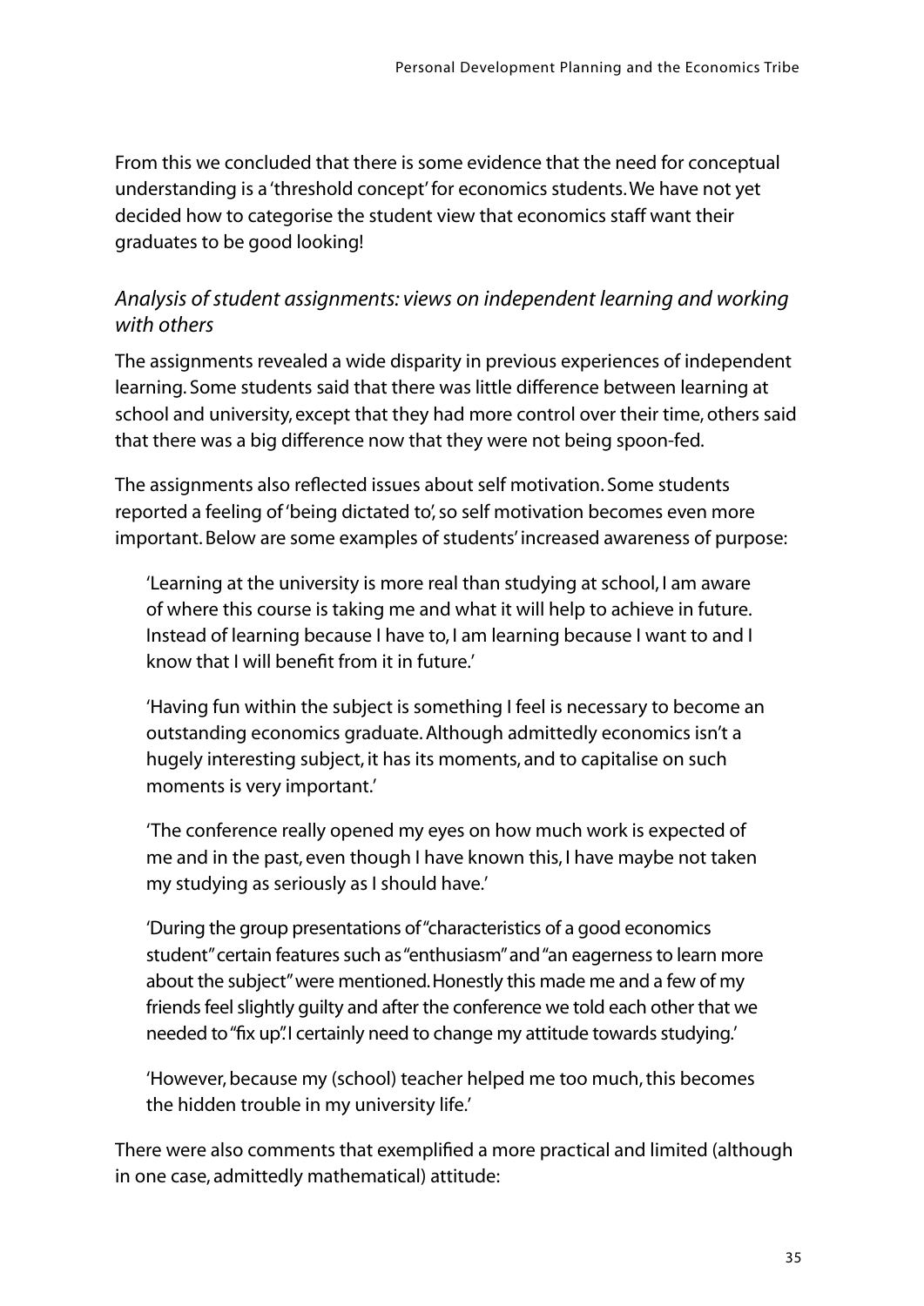From this we concluded that there is some evidence that the need for conceptual understanding is a 'threshold concept' for economics students. We have not yet decided how to categorise the student view that economics staff want their graduates to be good looking!

### *Analysis of student assignments: views on independent learning and working with others*

The assignments revealed a wide disparity in previous experiences of independent learning. Some students said that there was little difference between learning at school and university, except that they had more control over their time, others said that there was a big difference now that they were not being spoon-fed.

The assignments also reflected issues about self motivation. Some students reported a feeling of 'being dictated to', so self motivation becomes even more important. Below are some examples of students' increased awareness of purpose:

> 'Learning at the university is more real than studying at school, I am aware of where this course is taking me and what it will help to achieve in future. Instead of learning because I have to, I am learning because I want to and I know that I will benefit from it in future.'
>
> 'Having fun within the subject is something I feel is necessary to become an outstanding economics graduate. Although admittedly economics isn't a hugely interesting subject, it has its moments, and to capitalise on such moments is very important.'
>
> 'The conference really opened my eyes on how much work is expected of me and in the past, even though I have known this, I have maybe not taken my studying as seriously as I should have.'
>
> 'During the group presentations of "characteristics of a good economics student" certain features such as "enthusiasm" and "an eagerness to learn more about the subject" were mentioned. Honestly this made me and a few of my friends feel slightly guilty and after the conference we told each other that we needed to "fix up". I certainly need to change my attitude towards studying.'
>
> 'However, because my (school) teacher helped me too much, this becomes the hidden trouble in my university life.'

There were also comments that exemplified a more practical and limited (although in one case, admittedly mathematical) attitude: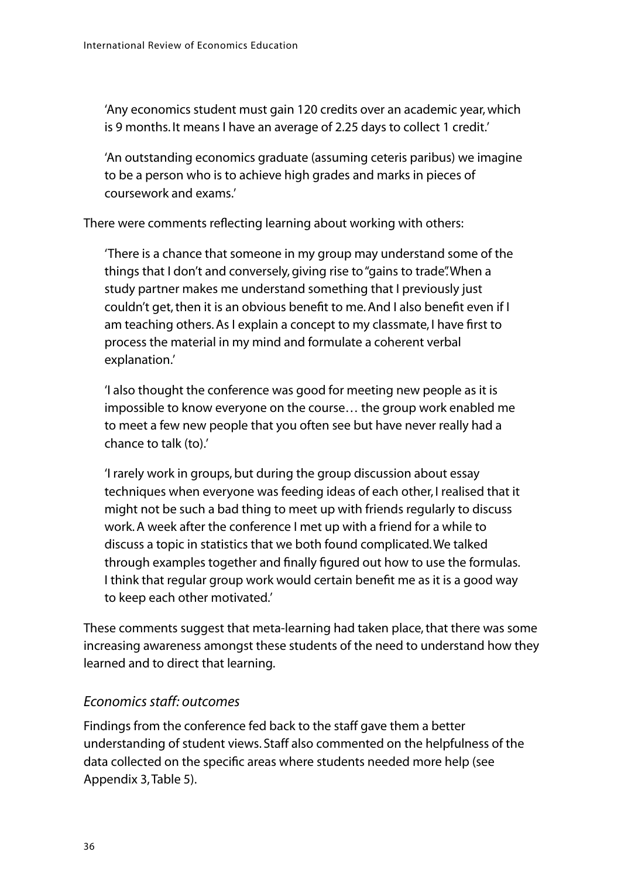'Any economics student must gain 120 credits over an academic year, which is 9 months. It means I have an average of 2.25 days to collect 1 credit.'

'An outstanding economics graduate (assuming ceteris paribus) we imagine to be a person who is to achieve high grades and marks in pieces of coursework and exams.'

There were comments reflecting learning about working with others:

'There is a chance that someone in my group may understand some of the things that I don't and conversely, giving rise to "gains to trade". When a study partner makes me understand something that I previously just couldn't get, then it is an obvious benefit to me. And I also benefit even if I am teaching others. As I explain a concept to my classmate, I have first to process the material in my mind and formulate a coherent verbal explanation.'

'I also thought the conference was good for meeting new people as it is impossible to know everyone on the course… the group work enabled me to meet a few new people that you often see but have never really had a chance to talk (to).'

'I rarely work in groups, but during the group discussion about essay techniques when everyone was feeding ideas of each other, I realised that it might not be such a bad thing to meet up with friends regularly to discuss work. A week after the conference I met up with a friend for a while to discuss a topic in statistics that we both found complicated. We talked through examples together and finally figured out how to use the formulas. I think that regular group work would certain benefit me as it is a good way to keep each other motivated.'

These comments suggest that meta-learning had taken place, that there was some increasing awareness amongst these students of the need to understand how they learned and to direct that learning.

### *Economics staff: outcomes*

Findings from the conference fed back to the staff gave them a better understanding of student views. Staff also commented on the helpfulness of the data collected on the specific areas where students needed more help (see Appendix 3, Table 5).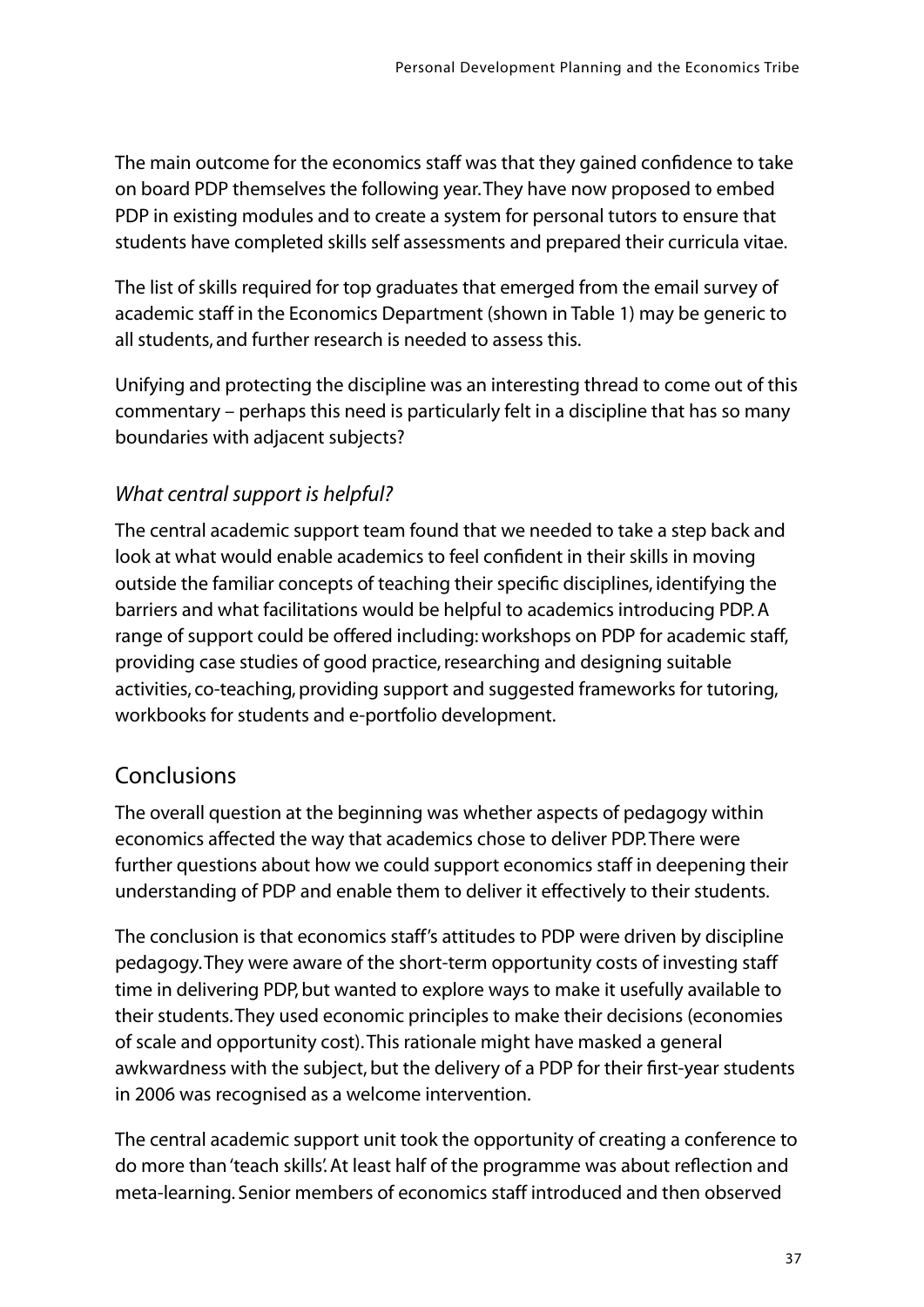The main outcome for the economics staff was that they gained confidence to take on board PDP themselves the following year. They have now proposed to embed PDP in existing modules and to create a system for personal tutors to ensure that students have completed skills self assessments and prepared their curricula vitae.

The list of skills required for top graduates that emerged from the email survey of academic staff in the Economics Department (shown in Table 1) may be generic to all students, and further research is needed to assess this.

Unifying and protecting the discipline was an interesting thread to come out of this commentary – perhaps this need is particularly felt in a discipline that has so many boundaries with adjacent subjects?

### *What central support is helpful?*

The central academic support team found that we needed to take a step back and look at what would enable academics to feel confident in their skills in moving outside the familiar concepts of teaching their specific disciplines, identifying the barriers and what facilitations would be helpful to academics introducing PDP. A range of support could be offered including: workshops on PDP for academic staff, providing case studies of good practice, researching and designing suitable activities, co-teaching, providing support and suggested frameworks for tutoring, workbooks for students and e-portfolio development.

## Conclusions

The overall question at the beginning was whether aspects of pedagogy within economics affected the way that academics chose to deliver PDP. There were further questions about how we could support economics staff in deepening their understanding of PDP and enable them to deliver it effectively to their students.

The conclusion is that economics staff's attitudes to PDP were driven by discipline pedagogy. They were aware of the short-term opportunity costs of investing staff time in delivering PDP, but wanted to explore ways to make it usefully available to their students. They used economic principles to make their decisions (economies of scale and opportunity cost). This rationale might have masked a general awkwardness with the subject, but the delivery of a PDP for their first-year students in 2006 was recognised as a welcome intervention.

The central academic support unit took the opportunity of creating a conference to do more than 'teach skills'. At least half of the programme was about reflection and meta-learning. Senior members of economics staff introduced and then observed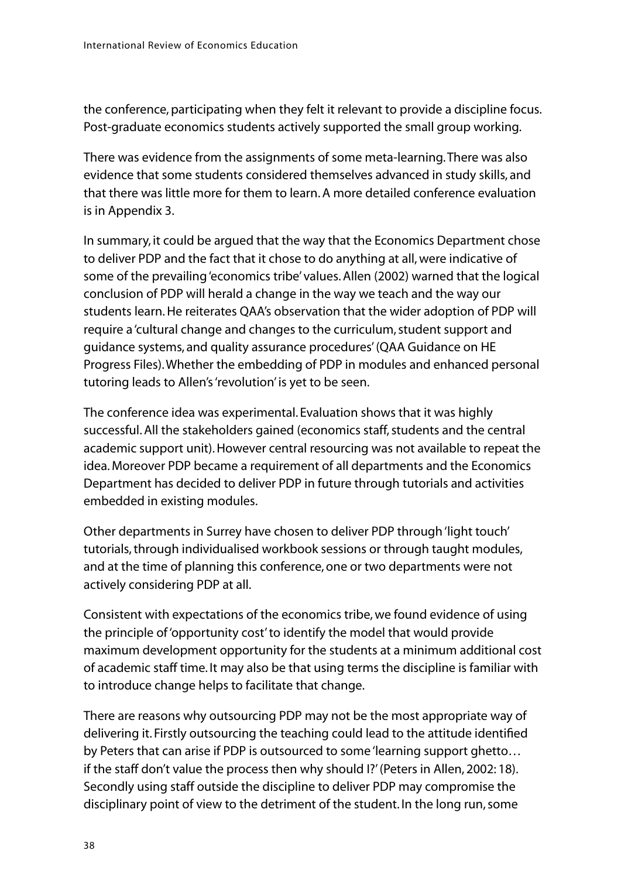the conference, participating when they felt it relevant to provide a discipline focus. Post-graduate economics students actively supported the small group working.

There was evidence from the assignments of some meta-learning. There was also evidence that some students considered themselves advanced in study skills, and that there was little more for them to learn. A more detailed conference evaluation is in Appendix 3.

In summary, it could be argued that the way that the Economics Department chose to deliver PDP and the fact that it chose to do anything at all, were indicative of some of the prevailing 'economics tribe' values. Allen (2002) warned that the logical conclusion of PDP will herald a change in the way we teach and the way our students learn. He reiterates QAA's observation that the wider adoption of PDP will require a 'cultural change and changes to the curriculum, student support and guidance systems, and quality assurance procedures' (QAA Guidance on HE Progress Files). Whether the embedding of PDP in modules and enhanced personal tutoring leads to Allen's 'revolution' is yet to be seen.

The conference idea was experimental. Evaluation shows that it was highly successful. All the stakeholders gained (economics staff, students and the central academic support unit). However central resourcing was not available to repeat the idea. Moreover PDP became a requirement of all departments and the Economics Department has decided to deliver PDP in future through tutorials and activities embedded in existing modules.

Other departments in Surrey have chosen to deliver PDP through 'light touch' tutorials, through individualised workbook sessions or through taught modules, and at the time of planning this conference, one or two departments were not actively considering PDP at all.

Consistent with expectations of the economics tribe, we found evidence of using the principle of 'opportunity cost' to identify the model that would provide maximum development opportunity for the students at a minimum additional cost of academic staff time. It may also be that using terms the discipline is familiar with to introduce change helps to facilitate that change.

There are reasons why outsourcing PDP may not be the most appropriate way of delivering it. Firstly outsourcing the teaching could lead to the attitude identified by Peters that can arise if PDP is outsourced to some 'learning support ghetto… if the staff don't value the process then why should I?' (Peters in Allen, 2002: 18). Secondly using staff outside the discipline to deliver PDP may compromise the disciplinary point of view to the detriment of the student. In the long run, some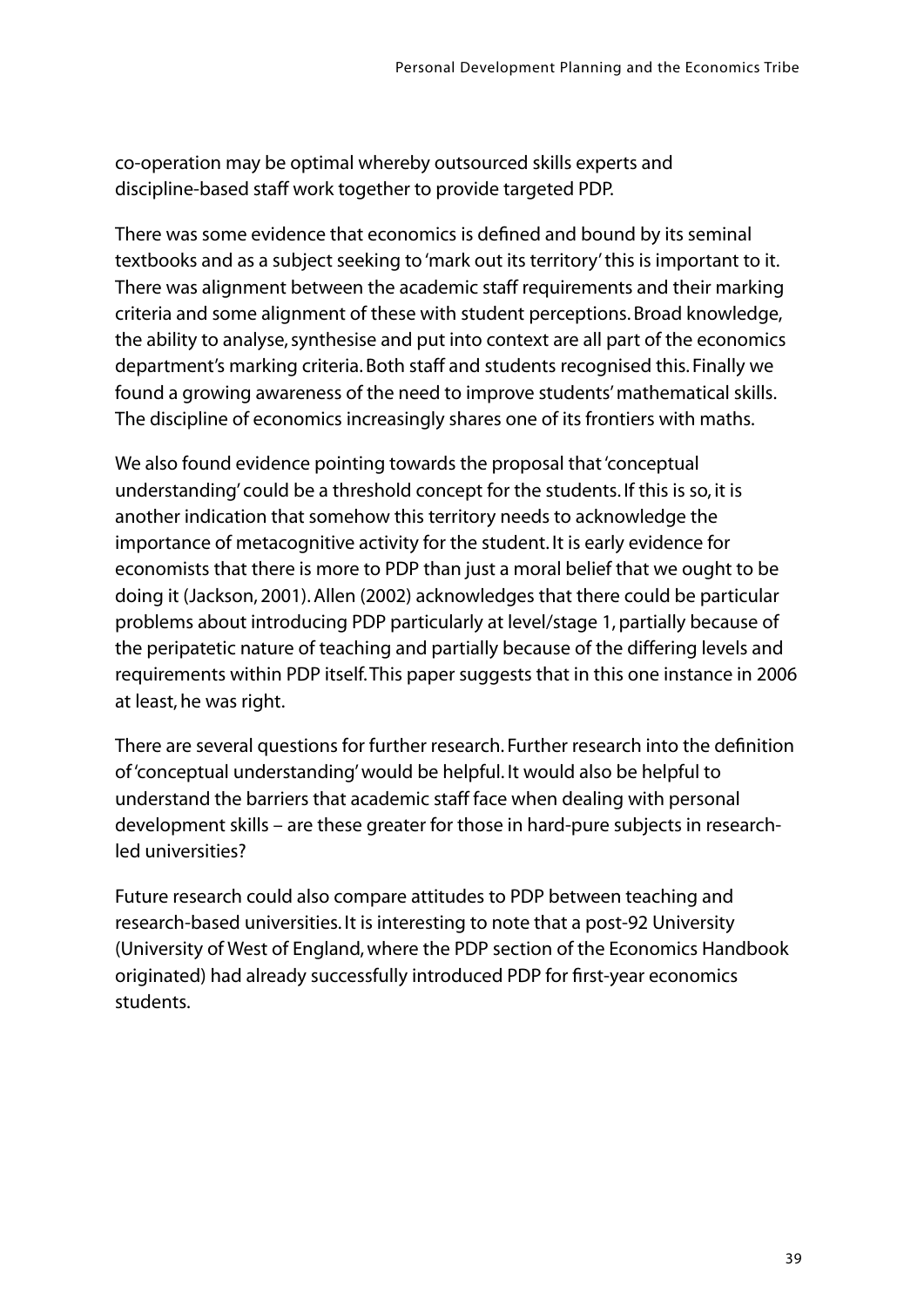co-operation may be optimal whereby outsourced skills experts and discipline-based staff work together to provide targeted PDP.

There was some evidence that economics is defined and bound by its seminal textbooks and as a subject seeking to 'mark out its territory' this is important to it. There was alignment between the academic staff requirements and their marking criteria and some alignment of these with student perceptions. Broad knowledge, the ability to analyse, synthesise and put into context are all part of the economics department's marking criteria. Both staff and students recognised this. Finally we found a growing awareness of the need to improve students' mathematical skills. The discipline of economics increasingly shares one of its frontiers with maths.

We also found evidence pointing towards the proposal that 'conceptual understanding' could be a threshold concept for the students. If this is so, it is another indication that somehow this territory needs to acknowledge the importance of metacognitive activity for the student. It is early evidence for economists that there is more to PDP than just a moral belief that we ought to be doing it (Jackson, 2001). Allen (2002) acknowledges that there could be particular problems about introducing PDP particularly at level/stage 1, partially because of the peripatetic nature of teaching and partially because of the differing levels and requirements within PDP itself. This paper suggests that in this one instance in 2006 at least, he was right.

There are several questions for further research. Further research into the definition of 'conceptual understanding' would be helpful. It would also be helpful to understand the barriers that academic staff face when dealing with personal development skills – are these greater for those in hard-pure subjects in research-led universities?

Future research could also compare attitudes to PDP between teaching and research-based universities. It is interesting to note that a post-92 University (University of West of England, where the PDP section of the Economics Handbook originated) had already successfully introduced PDP for first-year economics students.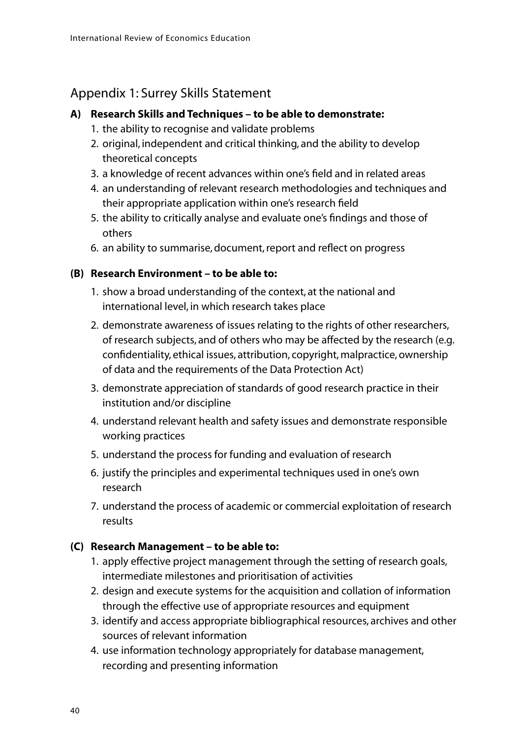## Appendix 1: Surrey Skills Statement

**A) Research Skills and Techniques – to be able to demonstrate:**

1. the ability to recognise and validate problems
2. original, independent and critical thinking, and the ability to develop theoretical concepts
3. a knowledge of recent advances within one's field and in related areas
4. an understanding of relevant research methodologies and techniques and their appropriate application within one's research field
5. the ability to critically analyse and evaluate one's findings and those of others
6. an ability to summarise, document, report and reflect on progress

**(B) Research Environment – to be able to:**

1. show a broad understanding of the context, at the national and international level, in which research takes place
2. demonstrate awareness of issues relating to the rights of other researchers, of research subjects, and of others who may be affected by the research (e.g. confidentiality, ethical issues, attribution, copyright, malpractice, ownership of data and the requirements of the Data Protection Act)
3. demonstrate appreciation of standards of good research practice in their institution and/or discipline
4. understand relevant health and safety issues and demonstrate responsible working practices
5. understand the process for funding and evaluation of research
6. justify the principles and experimental techniques used in one's own research
7. understand the process of academic or commercial exploitation of research results

**(C) Research Management – to be able to:**

1. apply effective project management through the setting of research goals, intermediate milestones and prioritisation of activities
2. design and execute systems for the acquisition and collation of information through the effective use of appropriate resources and equipment
3. identify and access appropriate bibliographical resources, archives and other sources of relevant information
4. use information technology appropriately for database management, recording and presenting information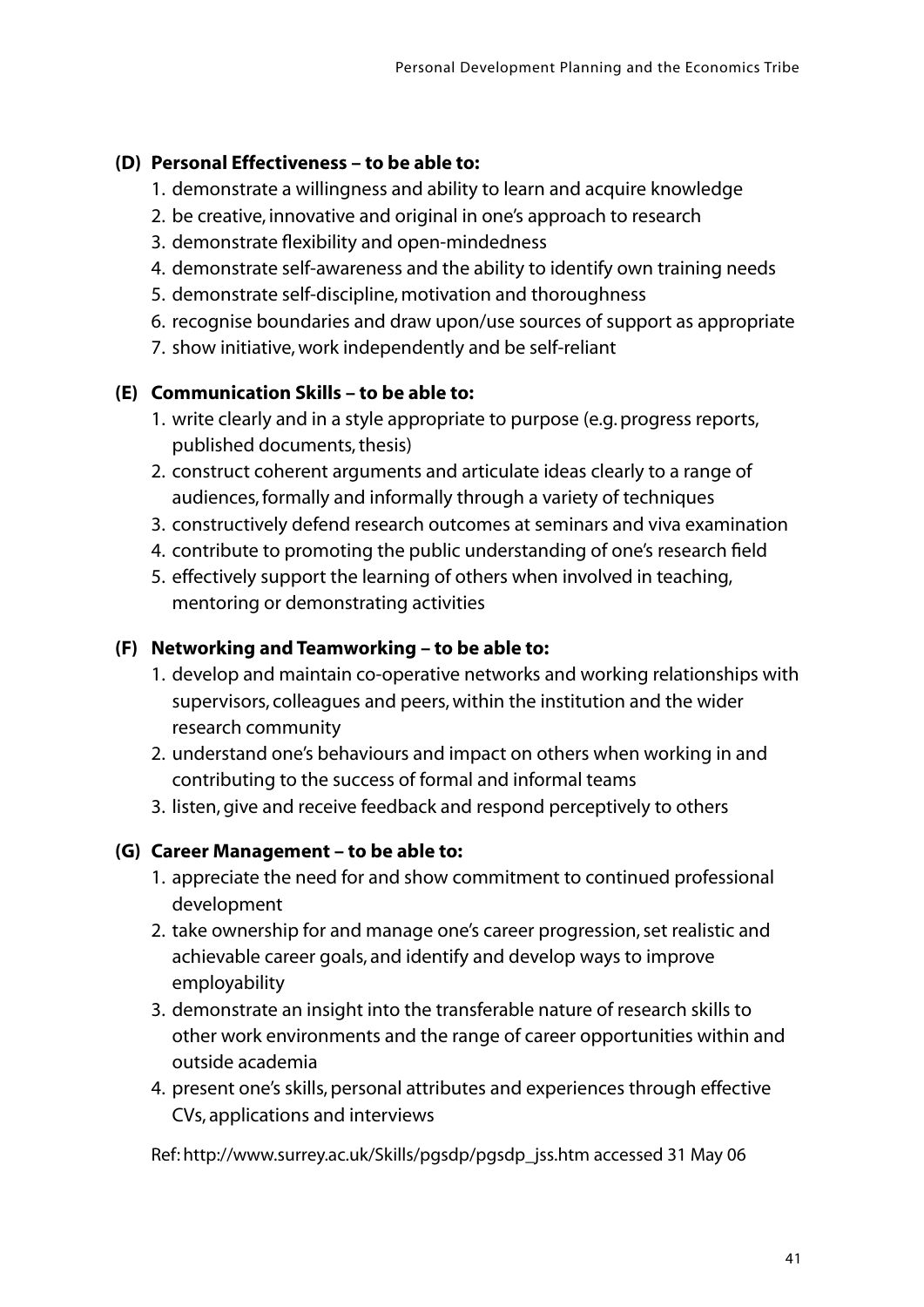**(D) Personal Effectiveness – to be able to:**

1. demonstrate a willingness and ability to learn and acquire knowledge
2. be creative, innovative and original in one's approach to research
3. demonstrate flexibility and open-mindedness
4. demonstrate self-awareness and the ability to identify own training needs
5. demonstrate self-discipline, motivation and thoroughness
6. recognise boundaries and draw upon/use sources of support as appropriate
7. show initiative, work independently and be self-reliant

**(E) Communication Skills – to be able to:**

1. write clearly and in a style appropriate to purpose (e.g. progress reports, published documents, thesis)
2. construct coherent arguments and articulate ideas clearly to a range of audiences, formally and informally through a variety of techniques
3. constructively defend research outcomes at seminars and viva examination
4. contribute to promoting the public understanding of one's research field
5. effectively support the learning of others when involved in teaching, mentoring or demonstrating activities

**(F) Networking and Teamworking – to be able to:**

1. develop and maintain co-operative networks and working relationships with supervisors, colleagues and peers, within the institution and the wider research community
2. understand one's behaviours and impact on others when working in and contributing to the success of formal and informal teams
3. listen, give and receive feedback and respond perceptively to others

**(G) Career Management – to be able to:**

1. appreciate the need for and show commitment to continued professional development
2. take ownership for and manage one's career progression, set realistic and achievable career goals, and identify and develop ways to improve employability
3. demonstrate an insight into the transferable nature of research skills to other work environments and the range of career opportunities within and outside academia
4. present one's skills, personal attributes and experiences through effective CVs, applications and interviews

Ref: http://www.surrey.ac.uk/Skills/pgsdp/pgsdp_jss.htm accessed 31 May 06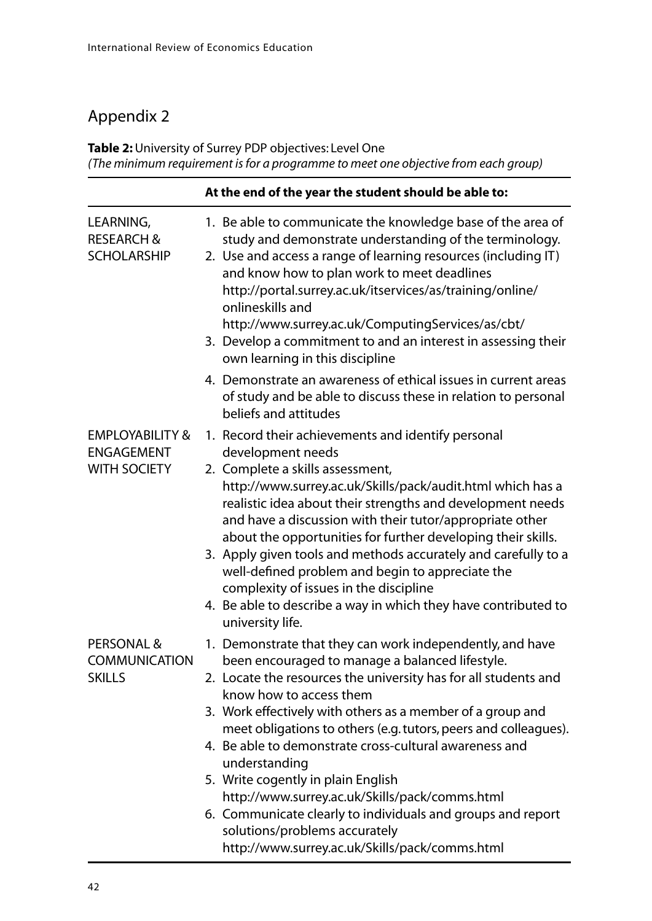## Appendix 2

**Table 2:** University of Surrey PDP objectives: Level One
*(The minimum requirement is for a programme to meet one objective from each group)*

| | At the end of the year the student should be able to: |
|---|---|
| LEARNING, RESEARCH & SCHOLARSHIP | 1. Be able to communicate the knowledge base of the area of study and demonstrate understanding of the terminology.<br>2. Use and access a range of learning resources (including IT) and know how to plan work to meet deadlines http://portal.surrey.ac.uk/itservices/as/training/online/onlineskills and http://www.surrey.ac.uk/ComputingServices/as/cbt/<br>3. Develop a commitment to and an interest in assessing their own learning in this discipline<br>4. Demonstrate an awareness of ethical issues in current areas of study and be able to discuss these in relation to personal beliefs and attitudes |
| EMPLOYABILITY & ENGAGEMENT WITH SOCIETY | 1. Record their achievements and identify personal development needs<br>2. Complete a skills assessment, http://www.surrey.ac.uk/Skills/pack/audit.html which has a realistic idea about their strengths and development needs and have a discussion with their tutor/appropriate other about the opportunities for further developing their skills.<br>3. Apply given tools and methods accurately and carefully to a well-defined problem and begin to appreciate the complexity of issues in the discipline<br>4. Be able to describe a way in which they have contributed to university life. |
| PERSONAL & COMMUNICATION SKILLS | 1. Demonstrate that they can work independently, and have been encouraged to manage a balanced lifestyle.<br>2. Locate the resources the university has for all students and know how to access them<br>3. Work effectively with others as a member of a group and meet obligations to others (e.g. tutors, peers and colleagues).<br>4. Be able to demonstrate cross-cultural awareness and understanding<br>5. Write cogently in plain English http://www.surrey.ac.uk/Skills/pack/comms.html<br>6. Communicate clearly to individuals and groups and report solutions/problems accurately http://www.surrey.ac.uk/Skills/pack/comms.html |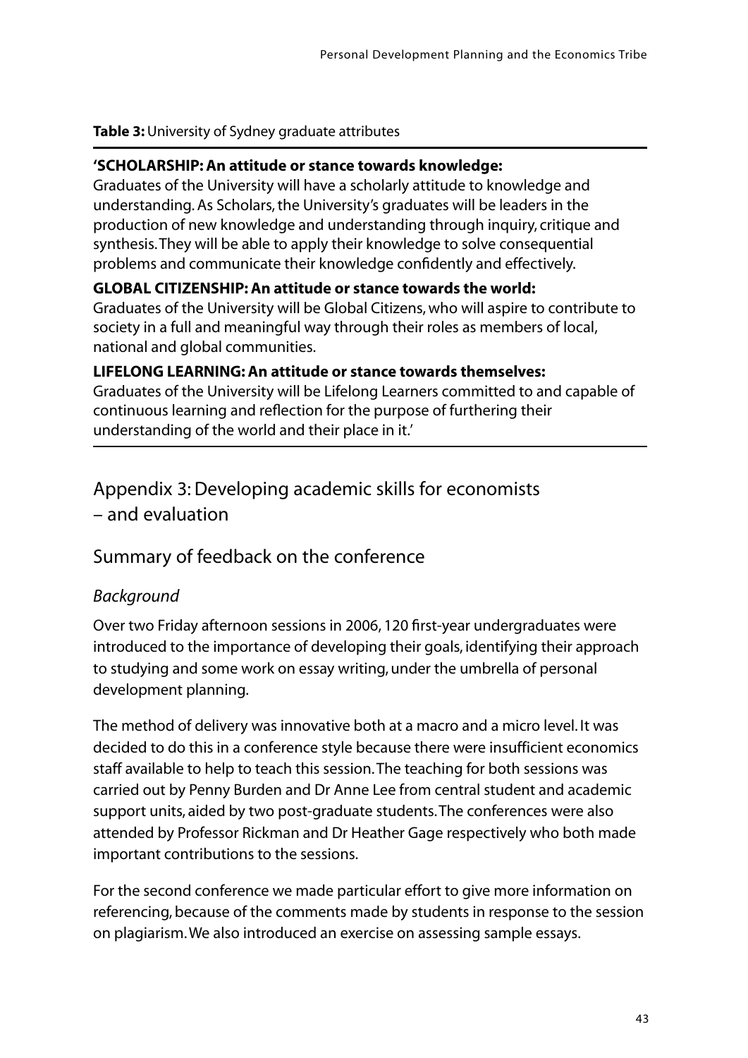**Table 3:** University of Sydney graduate attributes

**'SCHOLARSHIP: An attitude or stance towards knowledge:**
Graduates of the University will have a scholarly attitude to knowledge and understanding. As Scholars, the University's graduates will be leaders in the production of new knowledge and understanding through inquiry, critique and synthesis. They will be able to apply their knowledge to solve consequential problems and communicate their knowledge confidently and effectively.

**GLOBAL CITIZENSHIP: An attitude or stance towards the world:**
Graduates of the University will be Global Citizens, who will aspire to contribute to society in a full and meaningful way through their roles as members of local, national and global communities.

**LIFELONG LEARNING: An attitude or stance towards themselves:**
Graduates of the University will be Lifelong Learners committed to and capable of continuous learning and reflection for the purpose of furthering their understanding of the world and their place in it.'

## Appendix 3: Developing academic skills for economists – and evaluation

### Summary of feedback on the conference

#### *Background*

Over two Friday afternoon sessions in 2006, 120 first-year undergraduates were introduced to the importance of developing their goals, identifying their approach to studying and some work on essay writing, under the umbrella of personal development planning.

The method of delivery was innovative both at a macro and a micro level. It was decided to do this in a conference style because there were insufficient economics staff available to help to teach this session. The teaching for both sessions was carried out by Penny Burden and Dr Anne Lee from central student and academic support units, aided by two post-graduate students. The conferences were also attended by Professor Rickman and Dr Heather Gage respectively who both made important contributions to the sessions.

For the second conference we made particular effort to give more information on referencing, because of the comments made by students in response to the session on plagiarism. We also introduced an exercise on assessing sample essays.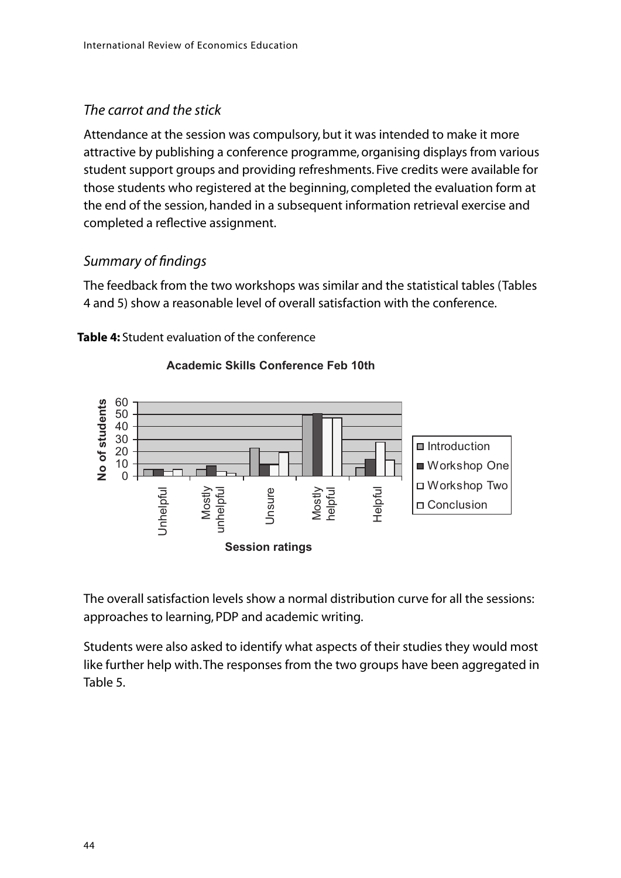### *The carrot and the stick*

Attendance at the session was compulsory, but it was intended to make it more attractive by publishing a conference programme, organising displays from various student support groups and providing refreshments. Five credits were available for those students who registered at the beginning, completed the evaluation form at the end of the session, handed in a subsequent information retrieval exercise and completed a reflective assignment.

### *Summary of findings*

The feedback from the two workshops was similar and the statistical tables (Tables 4 and 5) show a reasonable level of overall satisfaction with the conference.

**Table 4:** Student evaluation of the conference

The overall satisfaction levels show a normal distribution curve for all the sessions: approaches to learning, PDP and academic writing.

Students were also asked to identify what aspects of their studies they would most like further help with. The responses from the two groups have been aggregated in Table 5.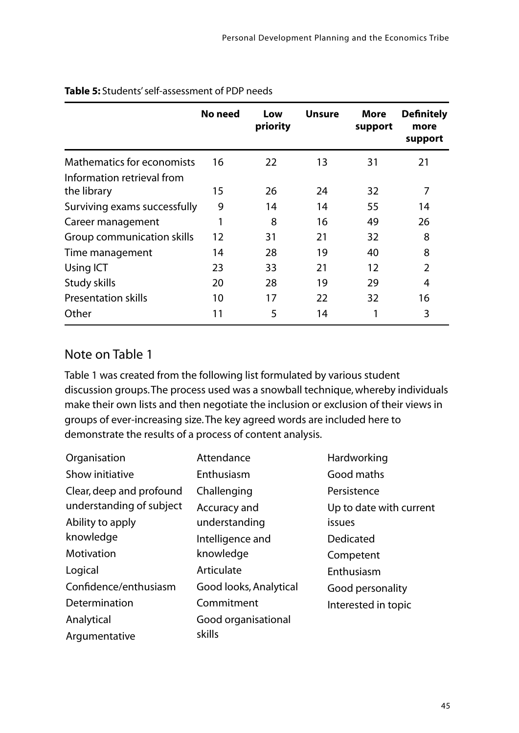**Table 5:** Students' self-assessment of PDP needs

| | No need | Low priority | Unsure | More support | Definitely more support |
|---|---|---|---|---|---|
| Mathematics for economists | 16 | 22 | 13 | 31 | 21 |
| Information retrieval from the library | 15 | 26 | 24 | 32 | 7 |
| Surviving exams successfully | 9 | 14 | 14 | 55 | 14 |
| Career management | 1 | 8 | 16 | 49 | 26 |
| Group communication skills | 12 | 31 | 21 | 32 | 8 |
| Time management | 14 | 28 | 19 | 40 | 8 |
| Using ICT | 23 | 33 | 21 | 12 | 2 |
| Study skills | 20 | 28 | 19 | 29 | 4 |
| Presentation skills | 10 | 17 | 22 | 32 | 16 |
| Other | 11 | 5 | 14 | 1 | 3 |

## Note on Table 1

Table 1 was created from the following list formulated by various student discussion groups. The process used was a snowball technique, whereby individuals make their own lists and then negotiate the inclusion or exclusion of their views in groups of ever-increasing size. The key agreed words are included here to demonstrate the results of a process of content analysis.

Organisation
Show initiative
Clear, deep and profound understanding of subject
Ability to apply knowledge
Motivation
Logical
Confidence/enthusiasm
Determination
Analytical
Argumentative
Attendance
Enthusiasm
Challenging
Accuracy and understanding
Intelligence and knowledge
Articulate
Good looks, Analytical
Commitment
Good organisational skills
Hardworking
Good maths
Persistence
Up to date with current issues
Dedicated
Competent
Enthusiasm
Good personality
Interested in topic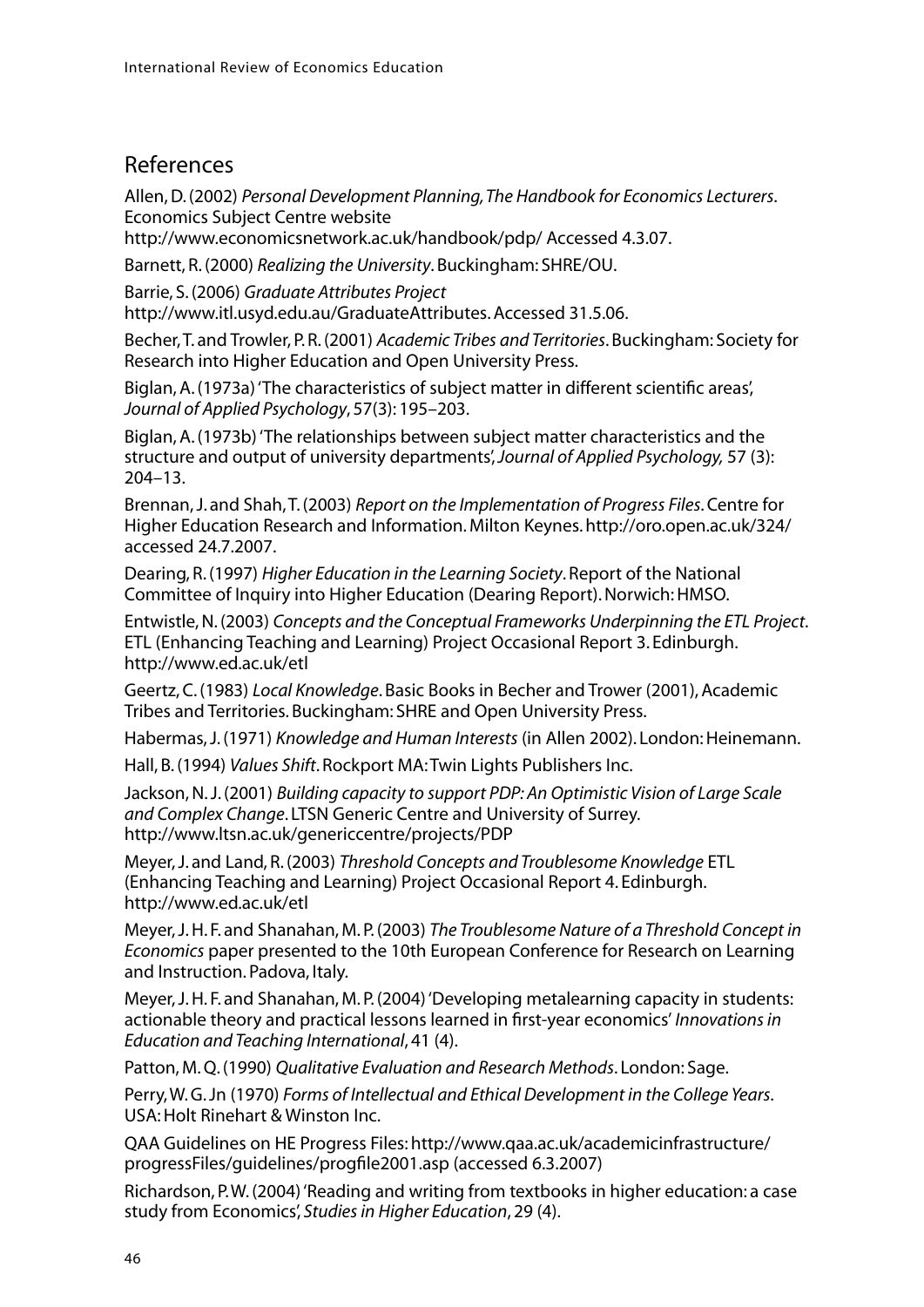## References

Allen, D. (2002) *Personal Development Planning, The Handbook for Economics Lecturers*. Economics Subject Centre website http://www.economicsnetwork.ac.uk/handbook/pdp/ Accessed 4.3.07.

Barnett, R. (2000) *Realizing the University*. Buckingham: SHRE/OU.

Barrie, S. (2006) *Graduate Attributes Project* http://www.itl.usyd.edu.au/GraduateAttributes. Accessed 31.5.06.

Becher, T. and Trowler, P. R. (2001) *Academic Tribes and Territories*. Buckingham: Society for Research into Higher Education and Open University Press.

Biglan, A. (1973a) 'The characteristics of subject matter in different scientific areas', *Journal of Applied Psychology*, 57(3): 195–203.

Biglan, A. (1973b) 'The relationships between subject matter characteristics and the structure and output of university departments', *Journal of Applied Psychology,* 57 (3): 204–13.

Brennan, J. and Shah, T. (2003) *Report on the Implementation of Progress Files*. Centre for Higher Education Research and Information. Milton Keynes. http://oro.open.ac.uk/324/ accessed 24.7.2007.

Dearing, R. (1997) *Higher Education in the Learning Society*. Report of the National Committee of Inquiry into Higher Education (Dearing Report). Norwich: HMSO.

Entwistle, N. (2003) *Concepts and the Conceptual Frameworks Underpinning the ETL Project*. ETL (Enhancing Teaching and Learning) Project Occasional Report 3. Edinburgh. http://www.ed.ac.uk/etl

Geertz, C. (1983) *Local Knowledge*. Basic Books in Becher and Trower (2001), Academic Tribes and Territories. Buckingham: SHRE and Open University Press.

Habermas, J. (1971) *Knowledge and Human Interests* (in Allen 2002). London: Heinemann.

Hall, B. (1994) *Values Shift*. Rockport MA: Twin Lights Publishers Inc.

Jackson, N. J. (2001) *Building capacity to support PDP: An Optimistic Vision of Large Scale and Complex Change*. LTSN Generic Centre and University of Surrey. http://www.ltsn.ac.uk/genericcentre/projects/PDP

Meyer, J. and Land, R. (2003) *Threshold Concepts and Troublesome Knowledge* ETL (Enhancing Teaching and Learning) Project Occasional Report 4. Edinburgh. http://www.ed.ac.uk/etl

Meyer, J. H. F. and Shanahan, M. P. (2003) *The Troublesome Nature of a Threshold Concept in Economics* paper presented to the 10th European Conference for Research on Learning and Instruction. Padova, Italy.

Meyer, J. H. F. and Shanahan, M. P. (2004) 'Developing metalearning capacity in students: actionable theory and practical lessons learned in first-year economics' *Innovations in Education and Teaching International*, 41 (4).

Patton, M. Q. (1990) *Qualitative Evaluation and Research Methods*. London: Sage.

Perry, W. G. Jn (1970) *Forms of Intellectual and Ethical Development in the College Years*. USA: Holt Rinehart & Winston Inc.

QAA Guidelines on HE Progress Files: http://www.qaa.ac.uk/academicinfrastructure/progressFiles/guidelines/progfile2001.asp (accessed 6.3.2007)

Richardson, P. W. (2004) 'Reading and writing from textbooks in higher education: a case study from Economics', *Studies in Higher Education*, 29 (4).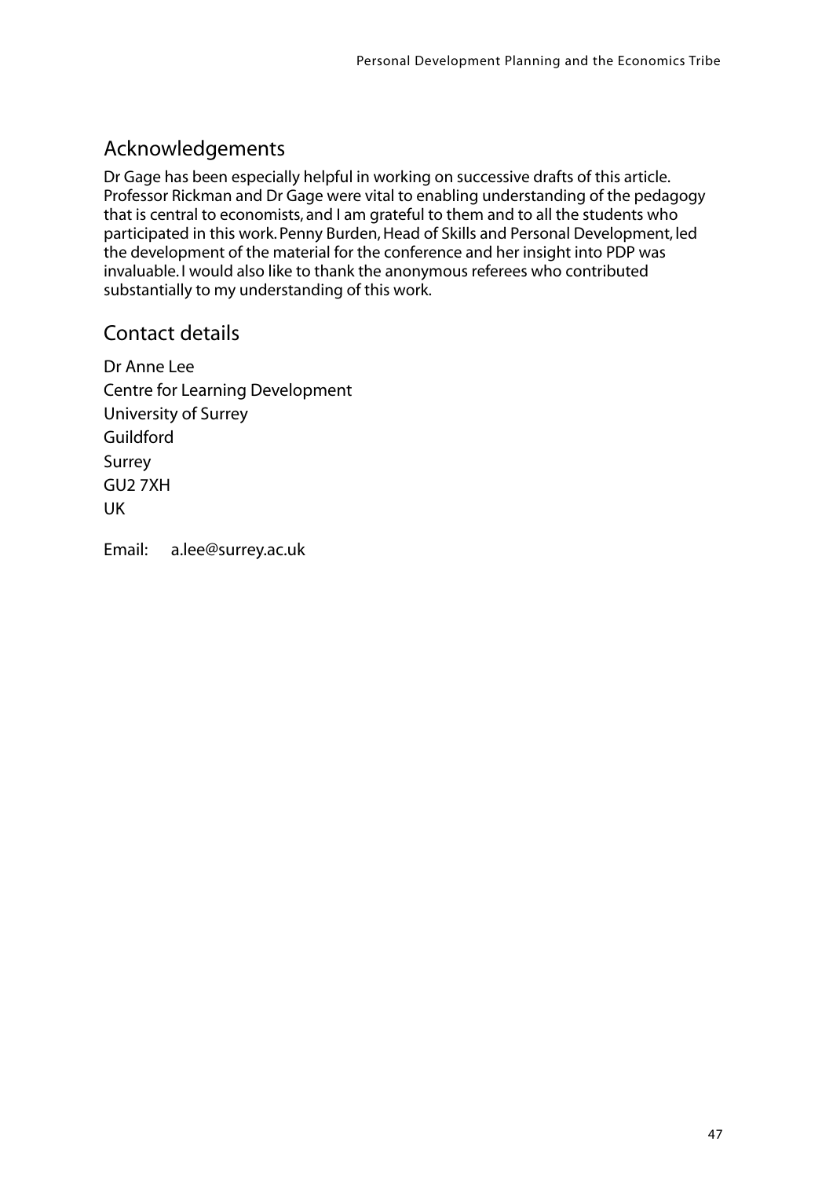## Acknowledgements

Dr Gage has been especially helpful in working on successive drafts of this article. Professor Rickman and Dr Gage were vital to enabling understanding of the pedagogy that is central to economists, and I am grateful to them and to all the students who participated in this work. Penny Burden, Head of Skills and Personal Development, led the development of the material for the conference and her insight into PDP was invaluable. I would also like to thank the anonymous referees who contributed substantially to my understanding of this work.

## Contact details

Dr Anne Lee
Centre for Learning Development
University of Surrey
Guildford
Surrey
GU2 7XH
UK

Email: a.lee@surrey.ac.uk